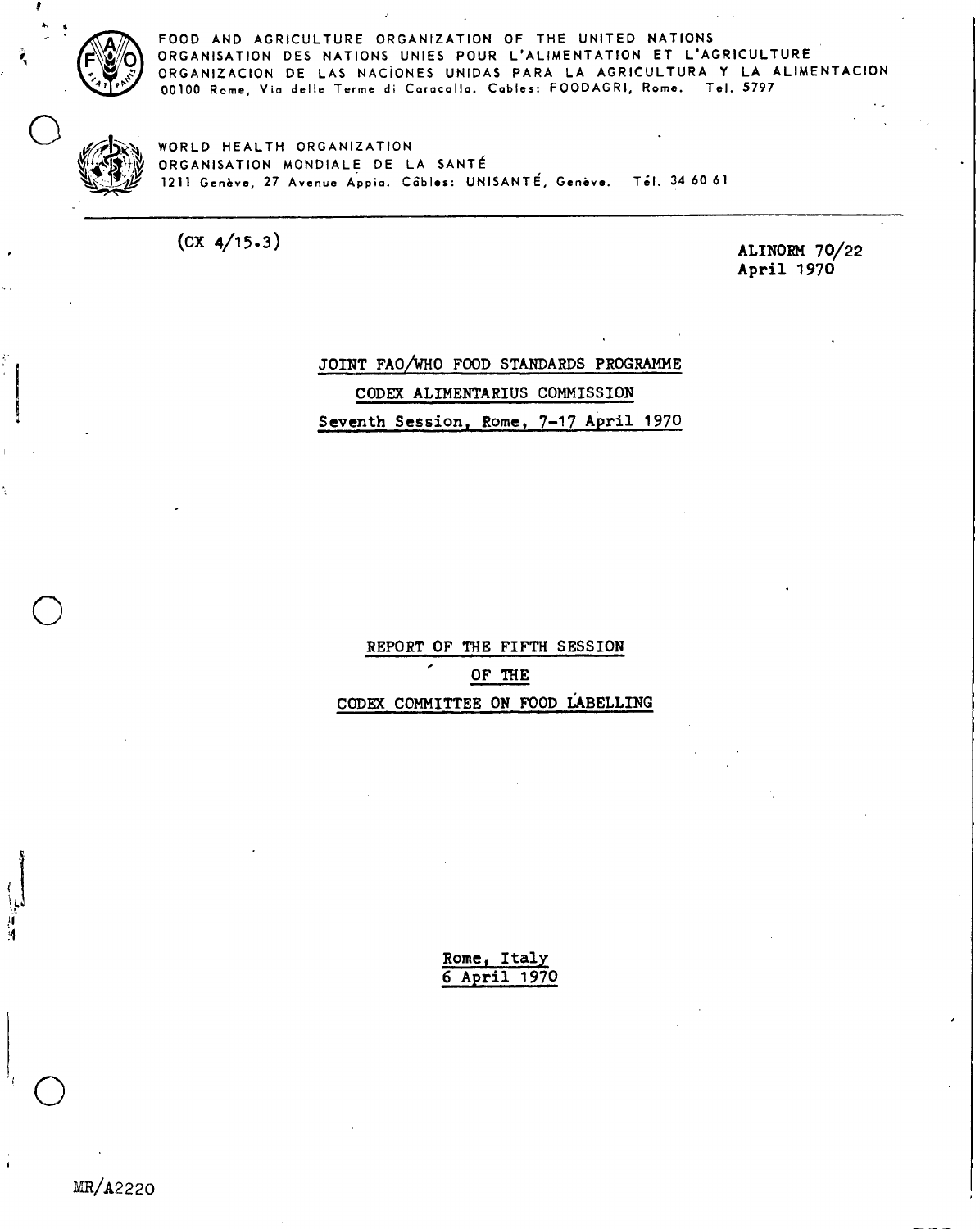FOOD AND AGRICULTURE ORGANIZATION OF THE UNITED NATIONS
ORGANISATION DES NATIONS UNIES POUR L'ALIMENTATION ET L'AGRICULTURE
ORGANIZACION DE LAS NACIONES UNIDAS PARA LA AGRICULTURA Y LA ALIMENTACION
00100 Rome, Via delle Terme di Caracalla. Cables: FOODAGRI, Rome. Tel. 5797

WORLD HEALTH ORGANIZATION
ORGANISATION MONDIALE DE LA SANTÉ
1211 Genève, 27 Avenue Appia. Câbles: UNISANTÉ, Genève. Tél. 34 60 61

(CX 4/15.3)

ALINORM 70/22
April 1970

JOINT FAO/WHO FOOD STANDARDS PROGRAMME

CODEX ALIMENTARIUS COMMISSION

Seventh Session, Rome, 7-17 April 1970

# REPORT OF THE FIFTH SESSION OF THE CODEX COMMITTEE ON FOOD LABELLING

Rome, Italy
6 April 1970

MR/A2220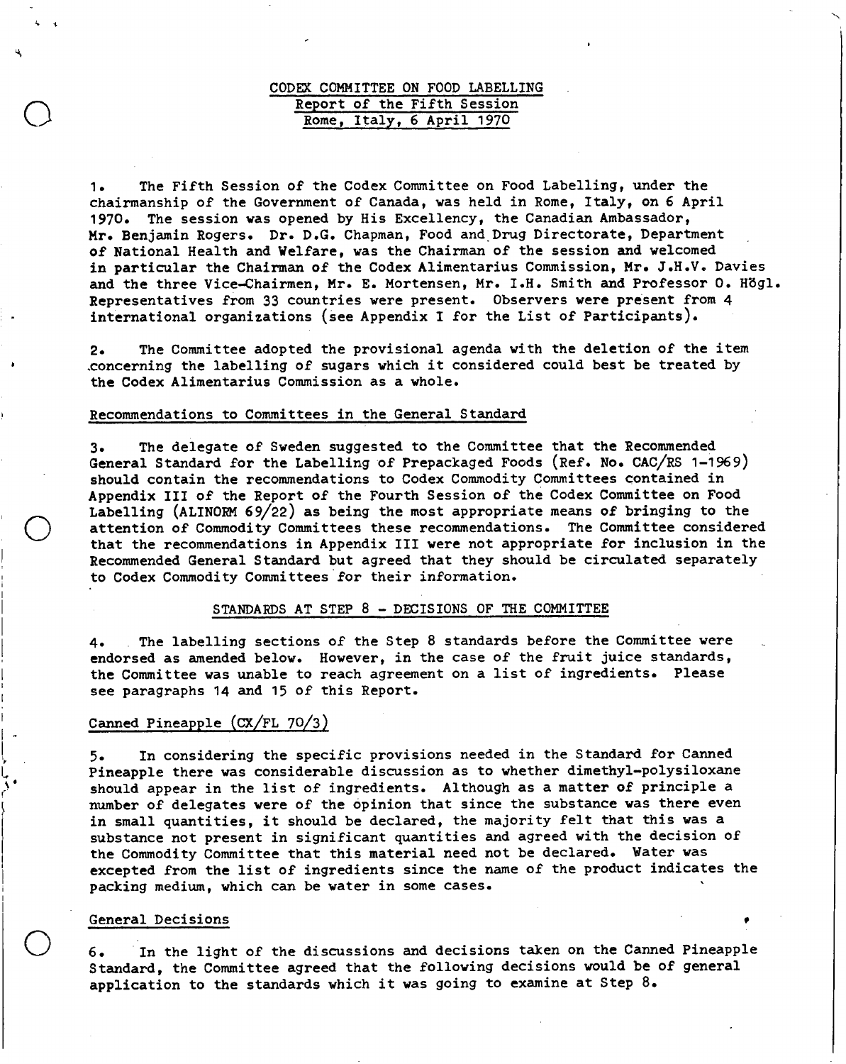CODEX COMMITTEE ON FOOD LABELLING
Report of the Fifth Session
Rome, Italy, 6 April 1970

1. The Fifth Session of the Codex Committee on Food Labelling, under the chairmanship of the Government of Canada, was held in Rome, Italy, on 6 April 1970. The session was opened by His Excellency, the Canadian Ambassador, Mr. Benjamin Rogers. Dr. D.G. Chapman, Food and Drug Directorate, Department of National Health and Welfare, was the Chairman of the session and welcomed in particular the Chairman of the Codex Alimentarius Commission, Mr. J.H.V. Davies and the three Vice-Chairmen, Mr. E. Mortensen, Mr. I.H. Smith and Professor O. Högl. Representatives from 33 countries were present. Observers were present from 4 international organizations (see Appendix I for the List of Participants).

2. The Committee adopted the provisional agenda with the deletion of the item concerning the labelling of sugars which it considered could best be treated by the Codex Alimentarius Commission as a whole.

## Recommendations to Committees in the General Standard

3. The delegate of Sweden suggested to the Committee that the Recommended General Standard for the Labelling of Prepackaged Foods (Ref. No. CAC/RS 1-1969) should contain the recommendations to Codex Commodity Committees contained in Appendix III of the Report of the Fourth Session of the Codex Committee on Food Labelling (ALINORM 69/22) as being the most appropriate means of bringing to the attention of Commodity Committees these recommendations. The Committee considered that the recommendations in Appendix III were not appropriate for inclusion in the Recommended General Standard but agreed that they should be circulated separately to Codex Commodity Committees for their information.

## STANDARDS AT STEP 8 - DECISIONS OF THE COMMITTEE

4. The labelling sections of the Step 8 standards before the Committee were endorsed as amended below. However, in the case of the fruit juice standards, the Committee was unable to reach agreement on a list of ingredients. Please see paragraphs 14 and 15 of this Report.

### Canned Pineapple (CX/FL 70/3)

5. In considering the specific provisions needed in the Standard for Canned Pineapple there was considerable discussion as to whether dimethyl-polysiloxane should appear in the list of ingredients. Although as a matter of principle a number of delegates were of the opinion that since the substance was there even in small quantities, it should be declared, the majority felt that this was a substance not present in significant quantities and agreed with the decision of the Commodity Committee that this material need not be declared. Water was excepted from the list of ingredients since the name of the product indicates the packing medium, which can be water in some cases.

### General Decisions

6. In the light of the discussions and decisions taken on the Canned Pineapple Standard, the Committee agreed that the following decisions would be of general application to the standards which it was going to examine at Step 8.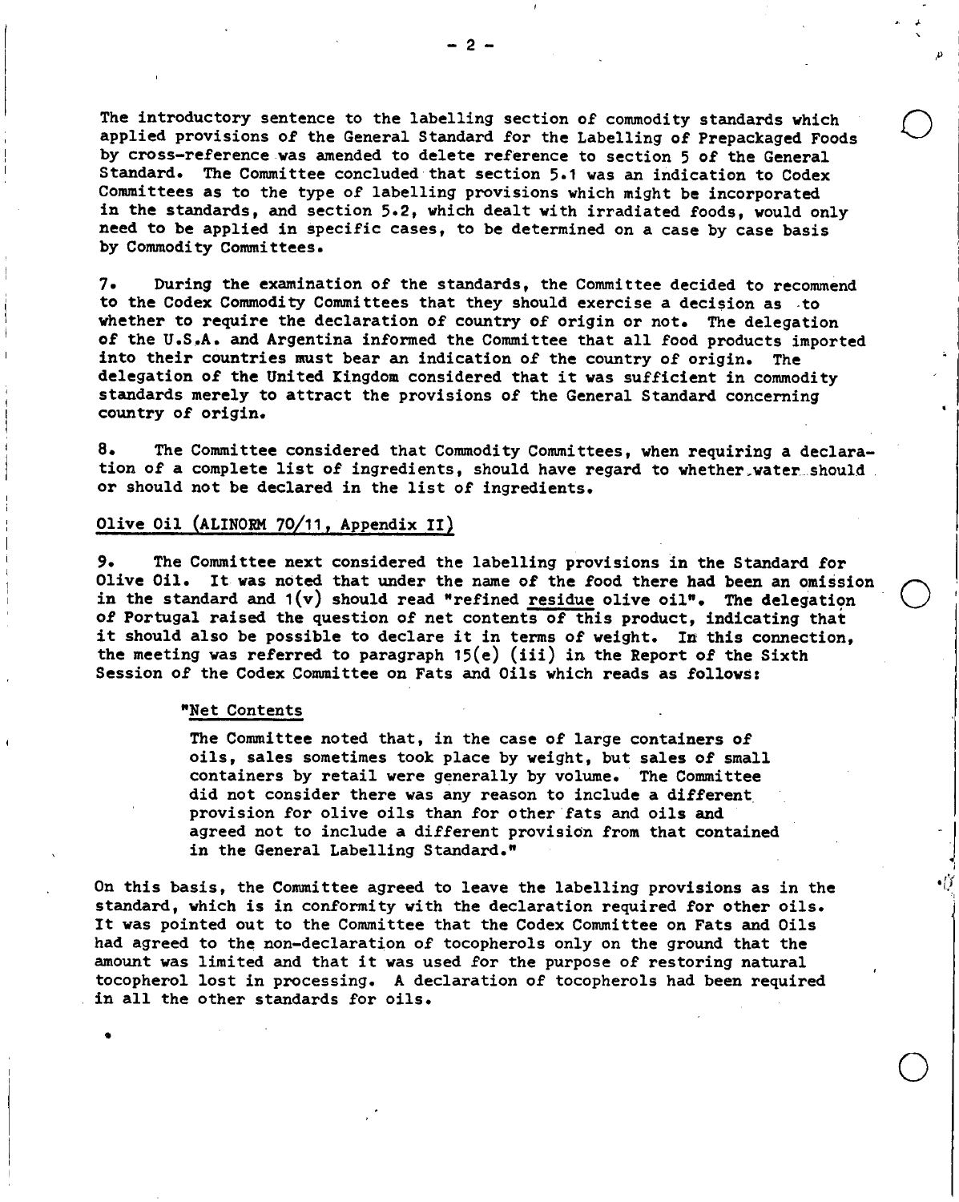The introductory sentence to the labelling section of commodity standards which applied provisions of the General Standard for the Labelling of Prepackaged Foods by cross-reference was amended to delete reference to section 5 of the General Standard. The Committee concluded that section 5.1 was an indication to Codex Committees as to the type of labelling provisions which might be incorporated in the standards, and section 5.2, which dealt with irradiated foods, would only need to be applied in specific cases, to be determined on a case by case basis by Commodity Committees.

7. During the examination of the standards, the Committee decided to recommend to the Codex Commodity Committees that they should exercise a decision as to whether to require the declaration of country of origin or not. The delegation of the U.S.A. and Argentina informed the Committee that all food products imported into their countries must bear an indication of the country of origin. The delegation of the United Kingdom considered that it was sufficient in commodity standards merely to attract the provisions of the General Standard concerning country of origin.

8. The Committee considered that Commodity Committees, when requiring a declaration of a complete list of ingredients, should have regard to whether water should or should not be declared in the list of ingredients.

## Olive Oil (ALINORM 70/11, Appendix II)

9. The Committee next considered the labelling provisions in the Standard for Olive Oil. It was noted that under the name of the food there had been an omission in the standard and 1(v) should read "refined residue olive oil". The delegation of Portugal raised the question of net contents of this product, indicating that it should also be possible to declare it in terms of weight. In this connection, the meeting was referred to paragraph 15(e) (iii) in the Report of the Sixth Session of the Codex Committee on Fats and Oils which reads as follows:

> "Net Contents
>
> The Committee noted that, in the case of large containers of oils, sales sometimes took place by weight, but sales of small containers by retail were generally by volume. The Committee did not consider there was any reason to include a different provision for olive oils than for other fats and oils and agreed not to include a different provision from that contained in the General Labelling Standard."

On this basis, the Committee agreed to leave the labelling provisions as in the standard, which is in conformity with the declaration required for other oils. It was pointed out to the Committee that the Codex Committee on Fats and Oils had agreed to the non-declaration of tocopherols only on the ground that the amount was limited and that it was used for the purpose of restoring natural tocopherol lost in processing. A declaration of tocopherols had been required in all the other standards for oils.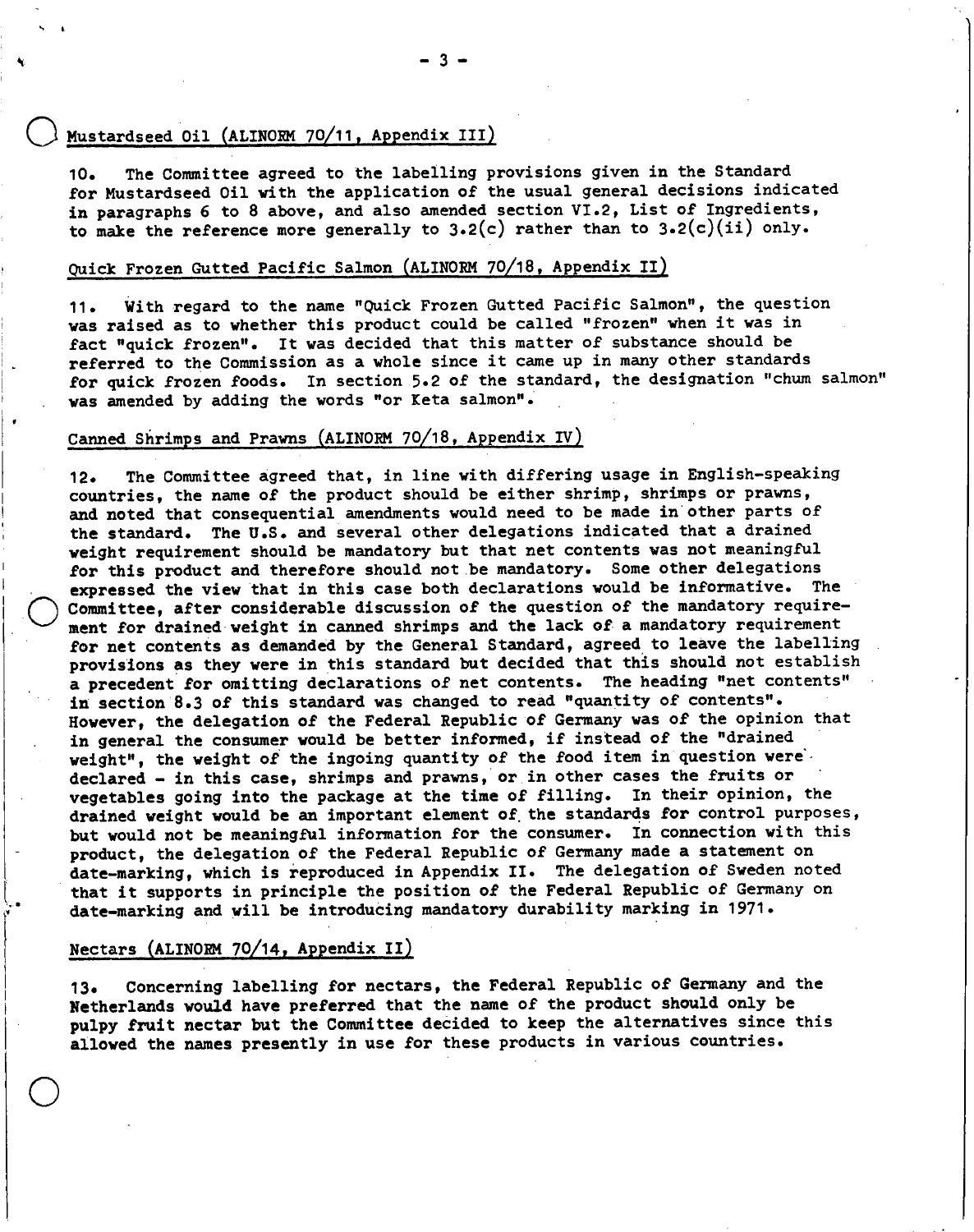## Mustardseed Oil (ALINORM 70/11, Appendix III)

10. The Committee agreed to the labelling provisions given in the Standard for Mustardseed Oil with the application of the usual general decisions indicated in paragraphs 6 to 8 above, and also amended section VI.2, List of Ingredients, to make the reference more generally to 3.2(c) rather than to 3.2(c)(ii) only.

## Quick Frozen Gutted Pacific Salmon (ALINORM 70/18, Appendix II)

11. With regard to the name "Quick Frozen Gutted Pacific Salmon", the question was raised as to whether this product could be called "frozen" when it was in fact "quick frozen". It was decided that this matter of substance should be referred to the Commission as a whole since it came up in many other standards for quick frozen foods. In section 5.2 of the standard, the designation "chum salmon" was amended by adding the words "or Keta salmon".

## Canned Shrimps and Prawns (ALINORM 70/18, Appendix IV)

12. The Committee agreed that, in line with differing usage in English-speaking countries, the name of the product should be either shrimp, shrimps or prawns, and noted that consequential amendments would need to be made in other parts of the standard. The U.S. and several other delegations indicated that a drained weight requirement should be mandatory but that net contents was not meaningful for this product and therefore should not be mandatory. Some other delegations expressed the view that in this case both declarations would be informative. The Committee, after considerable discussion of the question of the mandatory requirement for drained weight in canned shrimps and the lack of a mandatory requirement for net contents as demanded by the General Standard, agreed to leave the labelling provisions as they were in this standard but decided that this should not establish a precedent for omitting declarations of net contents. The heading "net contents" in section 8.3 of this standard was changed to read "quantity of contents". However, the delegation of the Federal Republic of Germany was of the opinion that in general the consumer would be better informed, if instead of the "drained weight", the weight of the ingoing quantity of the food item in question were declared - in this case, shrimps and prawns, or in other cases the fruits or vegetables going into the package at the time of filling. In their opinion, the drained weight would be an important element of the standards for control purposes, but would not be meaningful information for the consumer. In connection with this product, the delegation of the Federal Republic of Germany made a statement on date-marking, which is reproduced in Appendix II. The delegation of Sweden noted that it supports in principle the position of the Federal Republic of Germany on date-marking and will be introducing mandatory durability marking in 1971.

## Nectars (ALINORM 70/14, Appendix II)

13. Concerning labelling for nectars, the Federal Republic of Germany and the Netherlands would have preferred that the name of the product should only be pulpy fruit nectar but the Committee decided to keep the alternatives since this allowed the names presently in use for these products in various countries.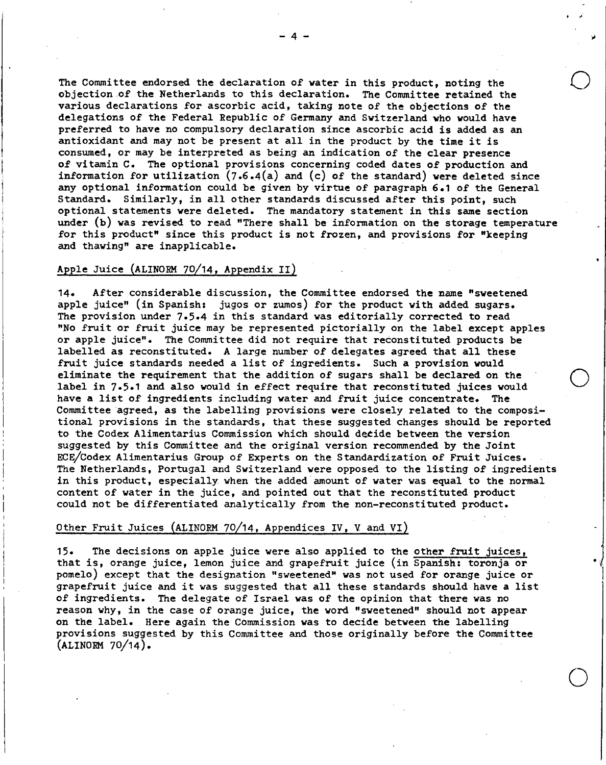The Committee endorsed the declaration of water in this product, noting the objection of the Netherlands to this declaration. The Committee retained the various declarations for ascorbic acid, taking note of the objections of the delegations of the Federal Republic of Germany and Switzerland who would have preferred to have no compulsory declaration since ascorbic acid is added as an antioxidant and may not be present at all in the product by the time it is consumed, or may be interpreted as being an indication of the clear presence of vitamin C. The optional provisions concerning coded dates of production and information for utilization (7.6.4(a) and (c) of the standard) were deleted since any optional information could be given by virtue of paragraph 6.1 of the General Standard. Similarly, in all other standards discussed after this point, such optional statements were deleted. The mandatory statement in this same section under (b) was revised to read "There shall be information on the storage temperature for this product" since this product is not frozen, and provisions for "keeping and thawing" are inapplicable.

## Apple Juice (ALINORM 70/14, Appendix II)

14. After considerable discussion, the Committee endorsed the name "sweetened apple juice" (in Spanish: jugos or zumos) for the product with added sugars. The provision under 7.5.4 in this standard was editorially corrected to read "No fruit or fruit juice may be represented pictorially on the label except apples or apple juice". The Committee did not require that reconstituted products be labelled as reconstituted. A large number of delegates agreed that all these fruit juice standards needed a list of ingredients. Such a provision would eliminate the requirement that the addition of sugars shall be declared on the label in 7.5.1 and also would in effect require that reconstituted juices would have a list of ingredients including water and fruit juice concentrate. The Committee agreed, as the labelling provisions were closely related to the compositional provisions in the standards, that these suggested changes should be reported to the Codex Alimentarius Commission which should decide between the version suggested by this Committee and the original version recommended by the Joint ECE/Codex Alimentarius Group of Experts on the Standardization of Fruit Juices. The Netherlands, Portugal and Switzerland were opposed to the listing of ingredients in this product, especially when the added amount of water was equal to the normal content of water in the juice, and pointed out that the reconstituted product could not be differentiated analytically from the non-reconstituted product.

## Other Fruit Juices (ALINORM 70/14, Appendices IV, V and VI)

15. The decisions on apple juice were also applied to the other fruit juices, that is, orange juice, lemon juice and grapefruit juice (in Spanish: toronja or pomelo) except that the designation "sweetened" was not used for orange juice or grapefruit juice and it was suggested that all these standards should have a list of ingredients. The delegate of Israel was of the opinion that there was no reason why, in the case of orange juice, the word "sweetened" should not appear on the label. Here again the Commission was to decide between the labelling provisions suggested by this Committee and those originally before the Committee (ALINORM 70/14).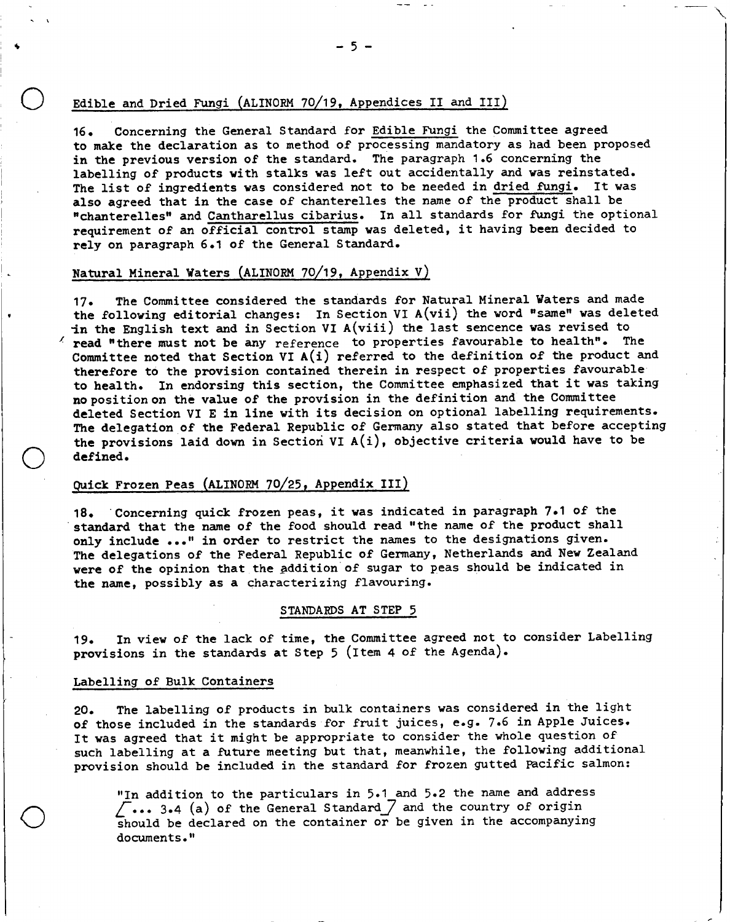## Edible and Dried Fungi (ALINORM 70/19, Appendices II and III)

16. Concerning the General Standard for Edible Fungi the Committee agreed to make the declaration as to method of processing mandatory as had been proposed in the previous version of the standard. The paragraph 1.6 concerning the labelling of products with stalks was left out accidentally and was reinstated. The list of ingredients was considered not to be needed in dried fungi. It was also agreed that in the case of chanterelles the name of the product shall be "chanterelles" and Cantharellus cibarius. In all standards for fungi the optional requirement of an official control stamp was deleted, it having been decided to rely on paragraph 6.1 of the General Standard.

## Natural Mineral Waters (ALINORM 70/19, Appendix V)

17. The Committee considered the standards for Natural Mineral Waters and made the following editorial changes: In Section VI A(vii) the word "same" was deleted in the English text and in Section VI A(viii) the last sencence was revised to read "there must not be any reference to properties favourable to health". The Committee noted that Section VI A(i) referred to the definition of the product and therefore to the provision contained therein in respect of properties favourable to health. In endorsing this section, the Committee emphasized that it was taking no position on the value of the provision in the definition and the Committee deleted Section VI E in line with its decision on optional labelling requirements. The delegation of the Federal Republic of Germany also stated that before accepting the provisions laid down in Section VI A(i), objective criteria would have to be defined.

## Quick Frozen Peas (ALINORM 70/25, Appendix III)

18. Concerning quick frozen peas, it was indicated in paragraph 7.1 of the standard that the name of the food should read "the name of the product shall only include ..." in order to restrict the names to the designations given. The delegations of the Federal Republic of Germany, Netherlands and New Zealand were of the opinion that the addition of sugar to peas should be indicated in the name, possibly as a characterizing flavouring.

## STANDARDS AT STEP 5

19. In view of the lack of time, the Committee agreed not to consider Labelling provisions in the standards at Step 5 (Item 4 of the Agenda).

## Labelling of Bulk Containers

20. The labelling of products in bulk containers was considered in the light of those included in the standards for fruit juices, e.g. 7.6 in Apple Juices. It was agreed that it might be appropriate to consider the whole question of such labelling at a future meeting but that, meanwhile, the following additional provision should be included in the standard for frozen gutted Pacific salmon:

> "In addition to the particulars in 5.1 and 5.2 the name and address [... 3.4 (a) of the General Standard] and the country of origin should be declared on the container or be given in the accompanying documents."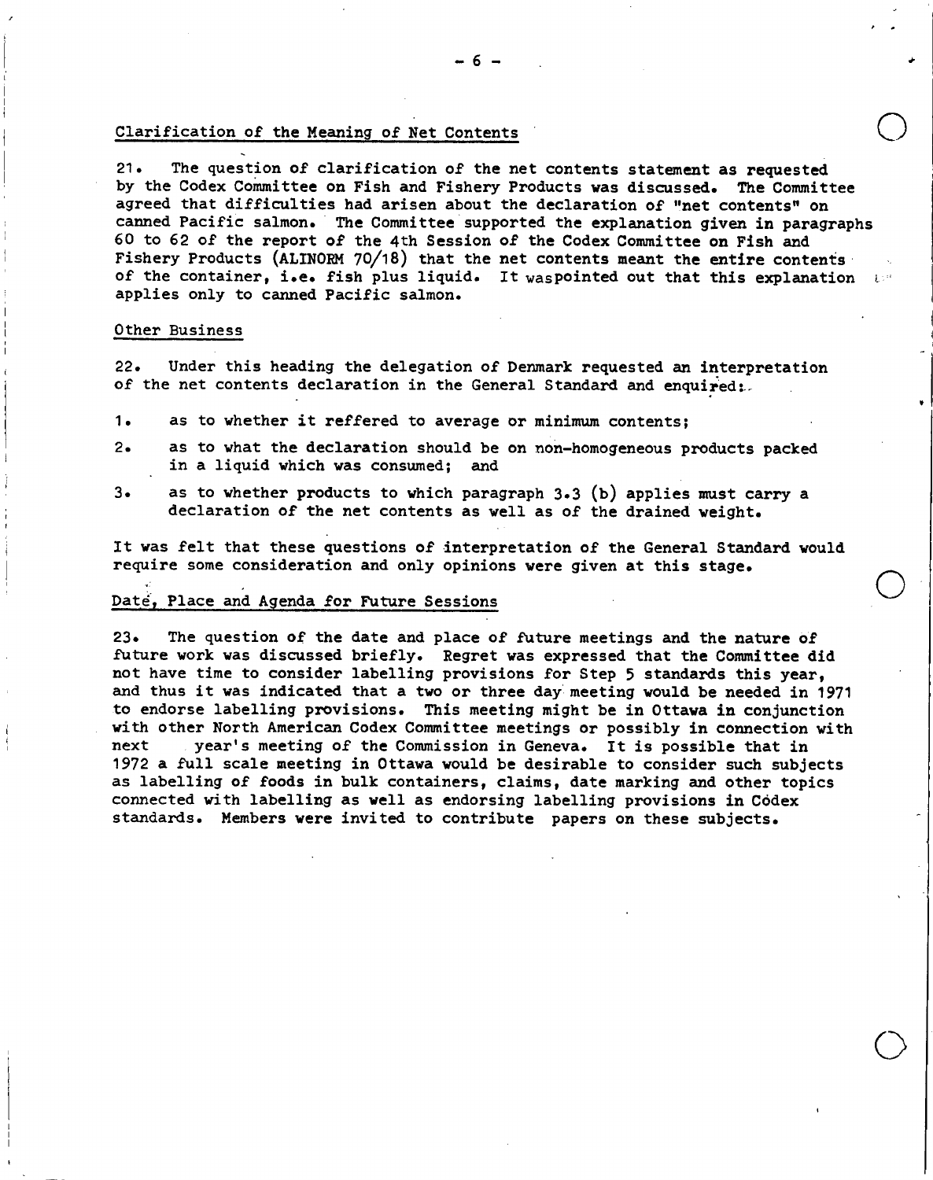## Clarification of the Meaning of Net Contents

21. The question of clarification of the net contents statement as requested by the Codex Committee on Fish and Fishery Products was discussed. The Committee agreed that difficulties had arisen about the declaration of "net contents" on canned Pacific salmon. The Committee supported the explanation given in paragraphs 60 to 62 of the report of the 4th Session of the Codex Committee on Fish and Fishery Products (ALINORM 70/18) that the net contents meant the entire contents of the container, i.e. fish plus liquid. It waspointed out that this explanation applies only to canned Pacific salmon.

## Other Business

22. Under this heading the delegation of Denmark requested an interpretation of the net contents declaration in the General Standard and enquired:

1. as to whether it reffered to average or minimum contents;
2. as to what the declaration should be on non-homogeneous products packed in a liquid which was consumed; and
3. as to whether products to which paragraph 3.3 (b) applies must carry a declaration of the net contents as well as of the drained weight.

It was felt that these questions of interpretation of the General Standard would require some consideration and only opinions were given at this stage.

## Date, Place and Agenda for Future Sessions

23. The question of the date and place of future meetings and the nature of future work was discussed briefly. Regret was expressed that the Committee did not have time to consider labelling provisions for Step 5 standards this year, and thus it was indicated that a two or three day meeting would be needed in 1971 to endorse labelling provisions. This meeting might be in Ottawa in conjunction with other North American Codex Committee meetings or possibly in connection with next year's meeting of the Commission in Geneva. It is possible that in 1972 a full scale meeting in Ottawa would be desirable to consider such subjects as labelling of foods in bulk containers, claims, date marking and other topics connected with labelling as well as endorsing labelling provisions in Codex standards. Members were invited to contribute papers on these subjects.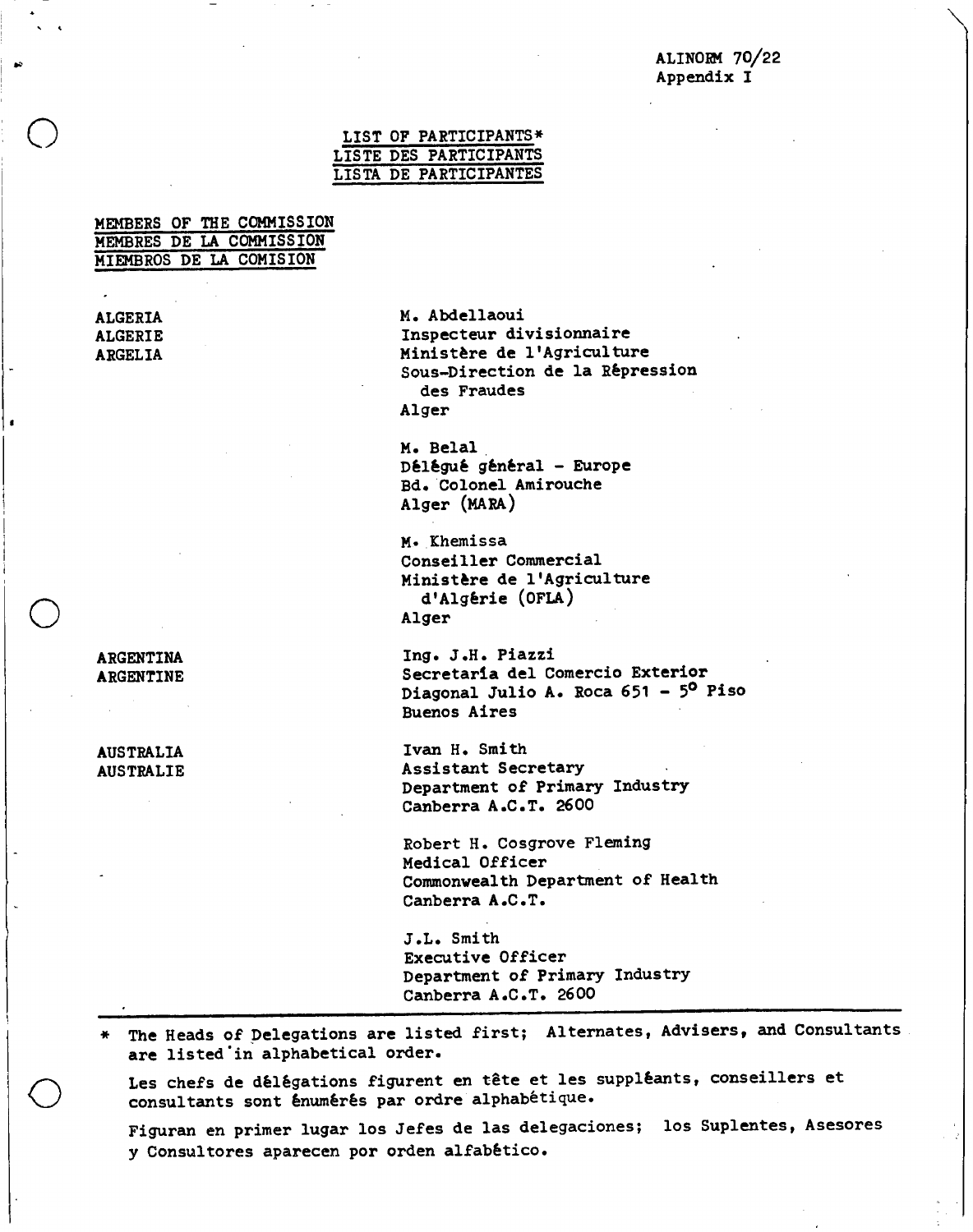ALINORM 70/22
Appendix I

# LIST OF PARTICIPANTS*
# LISTE DES PARTICIPANTS
# LISTA DE PARTICIPANTES

## MEMBERS OF THE COMMISSION
## MEMBRES DE LA COMMISSION
## MIEMBROS DE LA COMISION

**ALGERIA**
**ALGERIE**
**ARGELIA**

M. Abdellaoui
Inspecteur divisionnaire
Ministère de l'Agriculture
Sous-Direction de la Répression des Fraudes
Alger

M. Belal
Délégué général - Europe
Bd. Colonel Amirouche
Alger (MARA)

M. Khemissa
Conseiller Commercial
Ministère de l'Agriculture d'Algérie (OFLA)
Alger

**ARGENTINA**
**ARGENTINE**

Ing. J.H. Piazzi
Secretaría del Comercio Exterior
Diagonal Julio A. Roca 651 - 5º Piso
Buenos Aires

**AUSTRALIA**
**AUSTRALIE**

Ivan H. Smith
Assistant Secretary
Department of Primary Industry
Canberra A.C.T. 2600

Robert H. Cosgrove Fleming
Medical Officer
Commonwealth Department of Health
Canberra A.C.T.

J.L. Smith
Executive Officer
Department of Primary Industry
Canberra A.C.T. 2600

---

\* The Heads of Delegations are listed first; Alternates, Advisers, and Consultants are listed in alphabetical order.

Les chefs de délégations figurent en tête et les suppléants, conseillers et consultants sont énumérés par ordre alphabétique.

Figuran en primer lugar los Jefes de las delegaciones; los Suplentes, Asesores y Consultores aparecen por orden alfabético.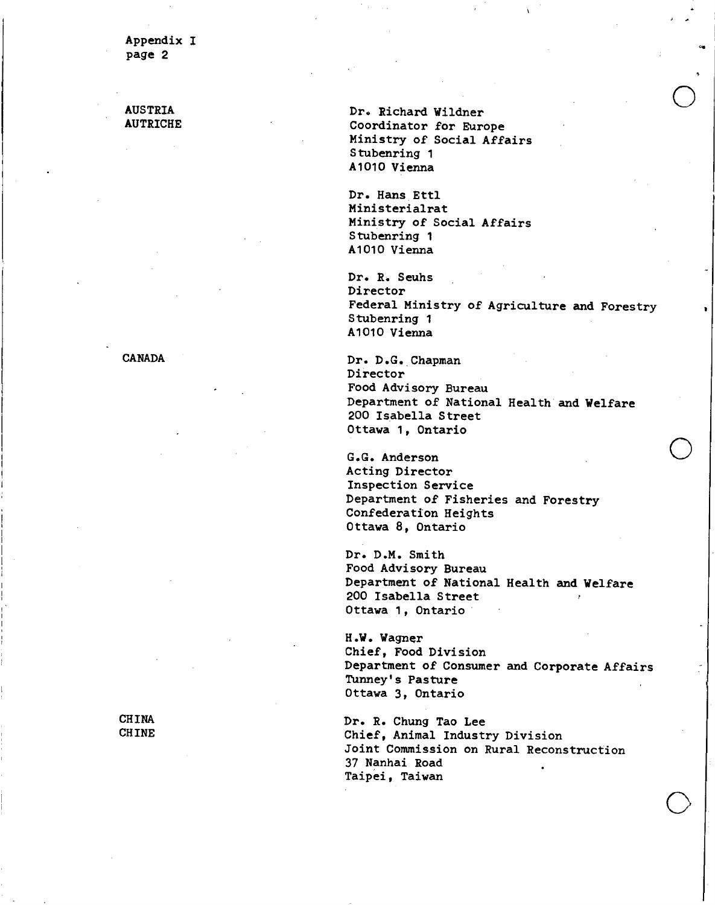Appendix I
page 2

**AUSTRIA**
**AUTRICHE**

Dr. Richard Wildner
Coordinator for Europe
Ministry of Social Affairs
Stubenring 1
A1010 Vienna

Dr. Hans Ettl
Ministerialrat
Ministry of Social Affairs
Stubenring 1
A1010 Vienna

Dr. R. Seuhs
Director
Federal Ministry of Agriculture and Forestry
Stubenring 1
A1010 Vienna

**CANADA**

Dr. D.G. Chapman
Director
Food Advisory Bureau
Department of National Health and Welfare
200 Isabella Street
Ottawa 1, Ontario

G.G. Anderson
Acting Director
Inspection Service
Department of Fisheries and Forestry
Confederation Heights
Ottawa 8, Ontario

Dr. D.M. Smith
Food Advisory Bureau
Department of National Health and Welfare
200 Isabella Street
Ottawa 1, Ontario

H.W. Wagner
Chief, Food Division
Department of Consumer and Corporate Affairs
Tunney's Pasture
Ottawa 3, Ontario

**CHINA**
**CHINE**

Dr. R. Chung Tao Lee
Chief, Animal Industry Division
Joint Commission on Rural Reconstruction
37 Nanhai Road
Taipei, Taiwan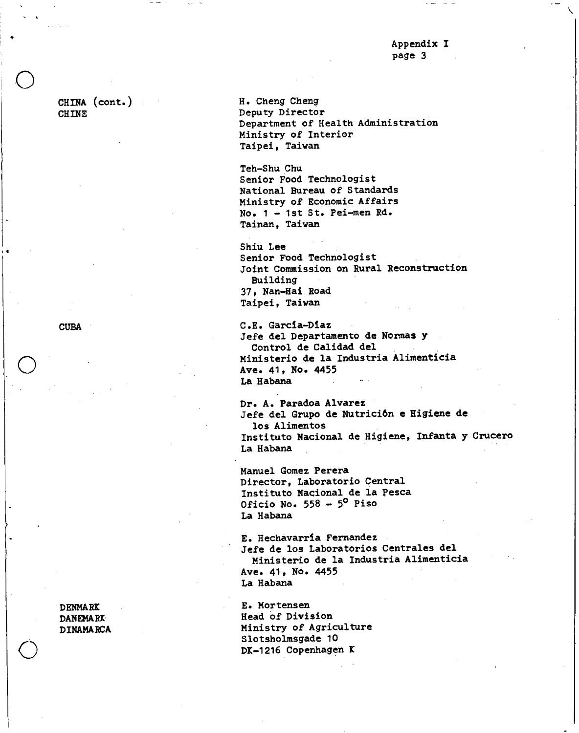CHINA (cont.)
CHINE

H. Cheng Cheng
Deputy Director
Department of Health Administration
Ministry of Interior
Taipei, Taiwan

Teh-Shu Chu
Senior Food Technologist
National Bureau of Standards
Ministry of Economic Affairs
No. 1 - 1st St. Pei-men Rd.
Tainan, Taiwan

Shiu Lee
Senior Food Technologist
Joint Commission on Rural Reconstruction
Building
37, Nan-Hai Road
Taipei, Taiwan

CUBA

C.E. García-Díaz
Jefe del Departamento de Normas y
Control de Calidad del
Ministerio de la Industria Alimenticia
Ave. 41, No. 4455
La Habana

Dr. A. Paradoa Alvarez
Jefe del Grupo de Nutrición e Higiene de
los Alimentos
Instituto Nacional de Higiene, Infanta y Crucero
La Habana

Manuel Gomez Perera
Director, Laboratorio Central
Instituto Nacional de la Pesca
Oficio No. 558 - 5º Piso
La Habana

E. Hechavarría Fernandez
Jefe de los Laboratorios Centrales del
Ministerio de la Industria Alimenticia
Ave. 41, No. 4455
La Habana

DENMARK
DANEMARK
DINAMARCA

E. Mortensen
Head of Division
Ministry of Agriculture
Slotsholmsgade 10
DK-1216 Copenhagen K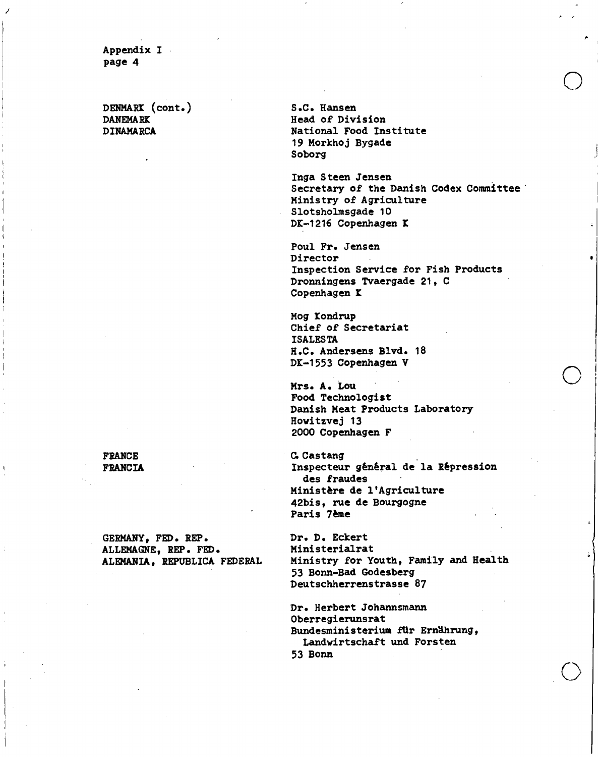Appendix I
page 4

| | |
|---|---|
| DENMARK (cont.)<br>DANEMARK<br>DINAMARCA | S.C. Hansen<br>Head of Division<br>National Food Institute<br>19 Morkhoj Bygade<br>Soborg |
| | Inga Steen Jensen<br>Secretary of the Danish Codex Committee<br>Ministry of Agriculture<br>Slotsholmsgade 10<br>DK-1216 Copenhagen K |
| | Poul Fr. Jensen<br>Director<br>Inspection Service for Fish Products<br>Dronningens Tvaergade 21, C<br>Copenhagen K |
| | Mog Kondrup<br>Chief of Secretariat<br>ISALESTA<br>H.C. Andersens Blvd. 18<br>DK-1553 Copenhagen V |
| | Mrs. A. Lou<br>Food Technologist<br>Danish Meat Products Laboratory<br>Howitzvej 13<br>2000 Copenhagen F |
| FRANCE<br>FRANCIA | G. Castang<br>Inspecteur général de la Répression des fraudes<br>Ministère de l'Agriculture<br>42bis, rue de Bourgogne<br>Paris 7ème |
| GERMANY, FED. REP.<br>ALLEMAGNE, REP. FED.<br>ALEMANIA, REPUBLICA FEDERAL | Dr. D. Eckert<br>Ministerialrat<br>Ministry for Youth, Family and Health<br>53 Bonn-Bad Godesberg<br>Deutschherrenstrasse 87 |
| | Dr. Herbert Johannsmann<br>Oberregierunsrat<br>Bundesministerium für Ernährung, Landwirtschaft und Forsten<br>53 Bonn |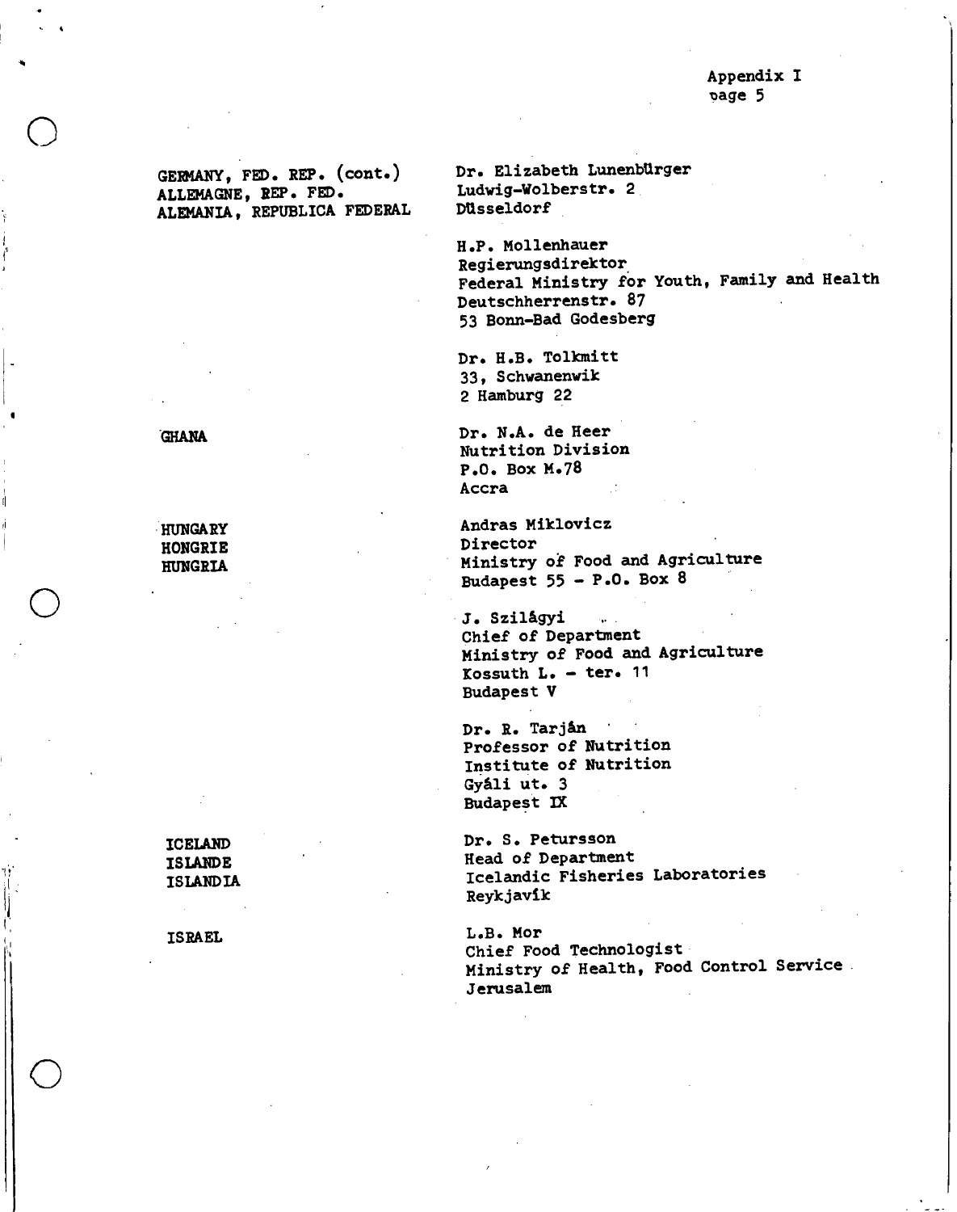Appendix I
page 5

| | |
|---|---|
| GERMANY, FED. REP. (cont.)<br>ALLEMAGNE, REP. FED.<br>ALEMANIA, REPUBLICA FEDERAL | Dr. Elizabeth Lunenbürger<br>Ludwig-Wolberstr. 2<br>Düsseldorf |
| | H.P. Mollenhauer<br>Regierungsdirektor<br>Federal Ministry for Youth, Family and Health<br>Deutschherrenstr. 87<br>53 Bonn-Bad Godesberg |
| | Dr. H.B. Tolkmitt<br>33, Schwanenwik<br>2 Hamburg 22 |
| GHANA | Dr. N.A. de Heer<br>Nutrition Division<br>P.O. Box M.78<br>Accra |
| HUNGARY<br>HONGRIE<br>HUNGRIA | Andras Miklovicz<br>Director<br>Ministry of Food and Agriculture<br>Budapest 55 - P.O. Box 8 |
| | J. Szilágyi<br>Chief of Department<br>Ministry of Food and Agriculture<br>Kossuth L. - ter. 11<br>Budapest V |
| | Dr. R. Tarján<br>Professor of Nutrition<br>Institute of Nutrition<br>Gyáli ut. 3<br>Budapest IX |
| ICELAND<br>ISLANDE<br>ISLANDIA | Dr. S. Petursson<br>Head of Department<br>Icelandic Fisheries Laboratories<br>Reykjavík |
| ISRAEL | L.B. Mor<br>Chief Food Technologist<br>Ministry of Health, Food Control Service<br>Jerusalem |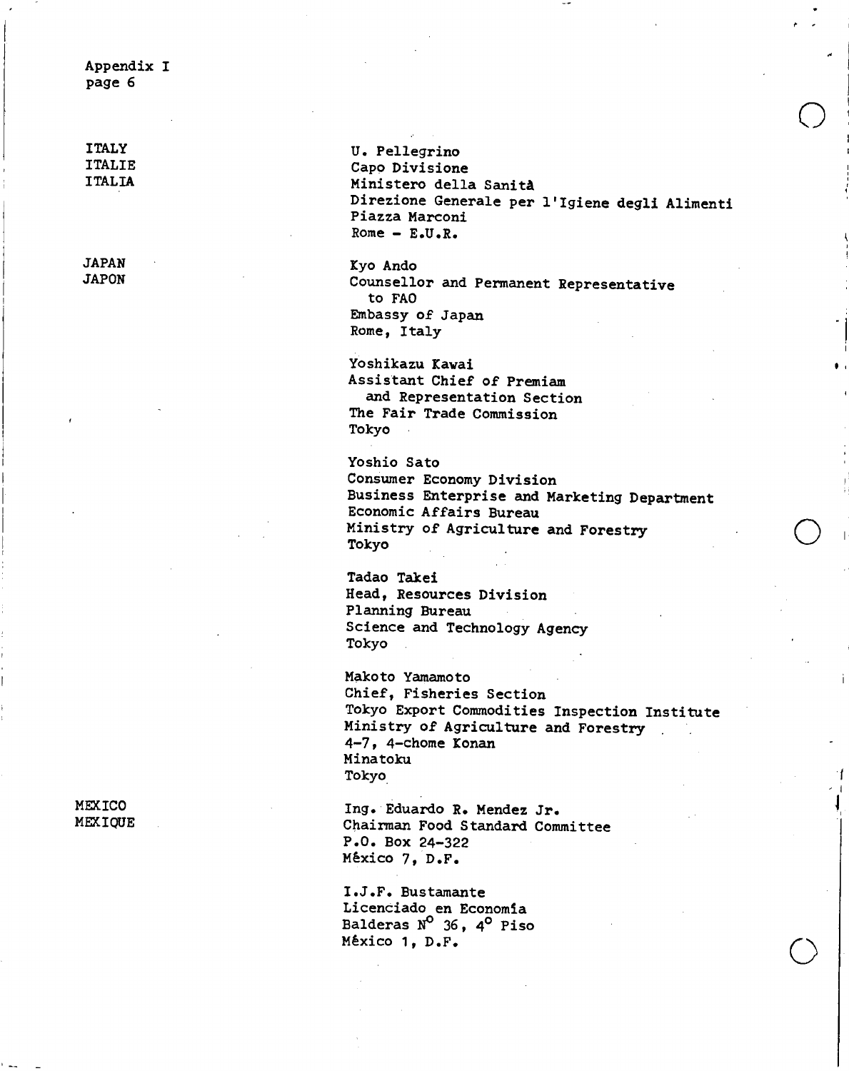Appendix I
page 6

| | |
|---|---|
| ITALY<br>ITALIE<br>ITALIA | U. Pellegrino<br>Capo Divisione<br>Ministero della Sanità<br>Direzione Generale per l'Igiene degli Alimenti<br>Piazza Marconi<br>Rome - E.U.R. |
| JAPAN<br>JAPON | Kyo Ando<br>Counsellor and Permanent Representative to FAO<br>Embassy of Japan<br>Rome, Italy |
| | Yoshikazu Kawai<br>Assistant Chief of Premiam and Representation Section<br>The Fair Trade Commission<br>Tokyo |
| | Yoshio Sato<br>Consumer Economy Division<br>Business Enterprise and Marketing Department<br>Economic Affairs Bureau<br>Ministry of Agriculture and Forestry<br>Tokyo |
| | Tadao Takei<br>Head, Resources Division<br>Planning Bureau<br>Science and Technology Agency<br>Tokyo |
| | Makoto Yamamoto<br>Chief, Fisheries Section<br>Tokyo Export Commodities Inspection Institute<br>Ministry of Agriculture and Forestry<br>4-7, 4-chome Konan<br>Minatoku<br>Tokyo |
| MEXICO<br>MEXIQUE | Ing. Eduardo R. Mendez Jr.<br>Chairman Food Standard Committee<br>P.O. Box 24-322<br>México 7, D.F. |
| | I.J.F. Bustamante<br>Licenciado en Economía<br>Balderas N° 36, 4° Piso<br>México 1, D.F. |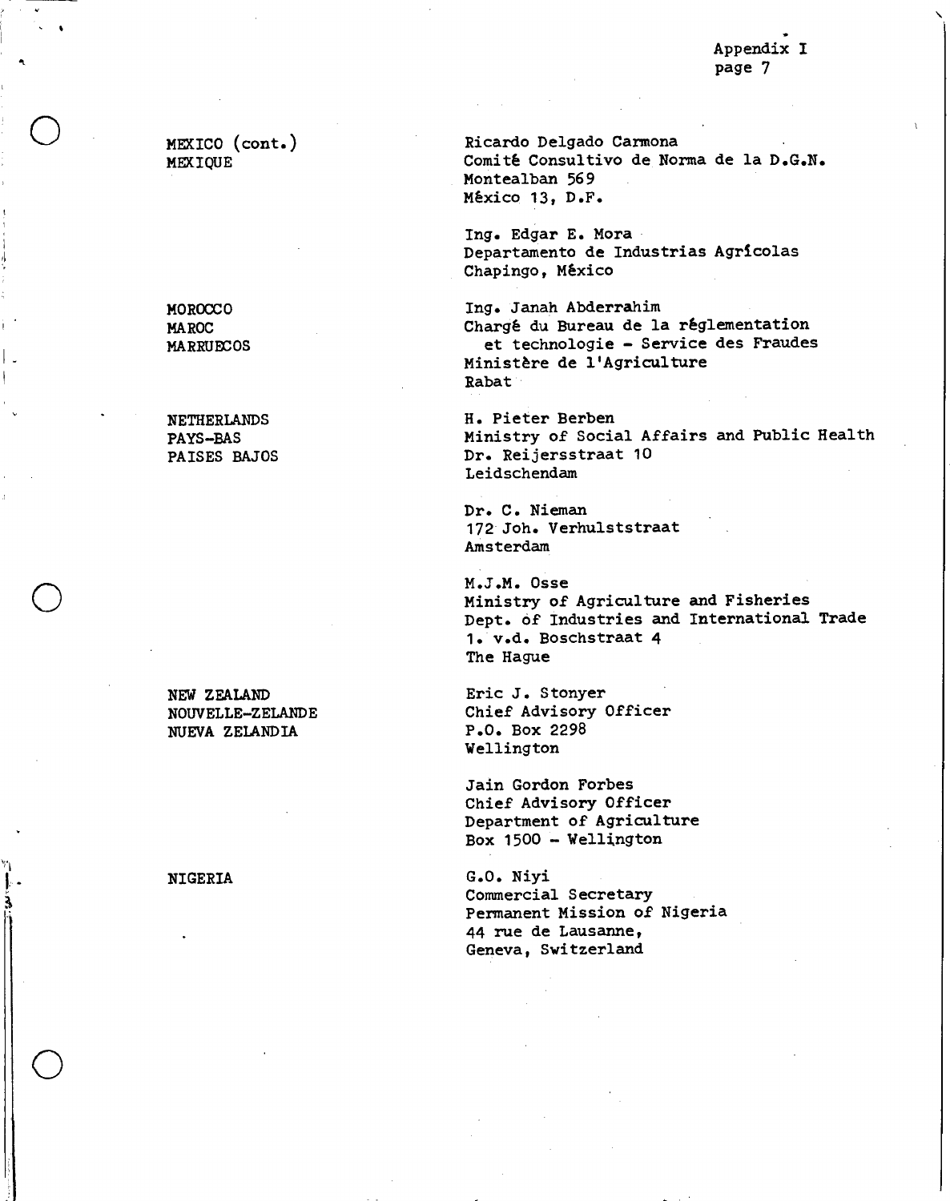MEXICO (cont.)
MEXIQUE

Ricardo Delgado Carmona
Comité Consultivo de Norma de la D.G.N.
Montealban 569
México 13, D.F.

Ing. Edgar E. Mora
Departamento de Industrias Agrícolas
Chapingo, México

MOROCCO
MAROC
MARRUECOS

Ing. Janah Abderrahim
Chargé du Bureau de la réglementation
et technologie - Service des Fraudes
Ministère de l'Agriculture
Rabat

NETHERLANDS
PAYS-BAS
PAISES BAJOS

H. Pieter Berben
Ministry of Social Affairs and Public Health
Dr. Reijersstraat 10
Leidschendam

Dr. C. Nieman
172 Joh. Verhulststraat
Amsterdam

M.J.M. Osse
Ministry of Agriculture and Fisheries
Dept. of Industries and International Trade
1. v.d. Boschstraat 4
The Hague

NEW ZEALAND
NOUVELLE-ZELANDE
NUEVA ZELANDIA

Eric J. Stonyer
Chief Advisory Officer
P.O. Box 2298
Wellington

Jain Gordon Forbes
Chief Advisory Officer
Department of Agriculture
Box 1500 - Wellington

NIGERIA

G.O. Niyi
Commercial Secretary
Permanent Mission of Nigeria
44 rue de Lausanne,
Geneva, Switzerland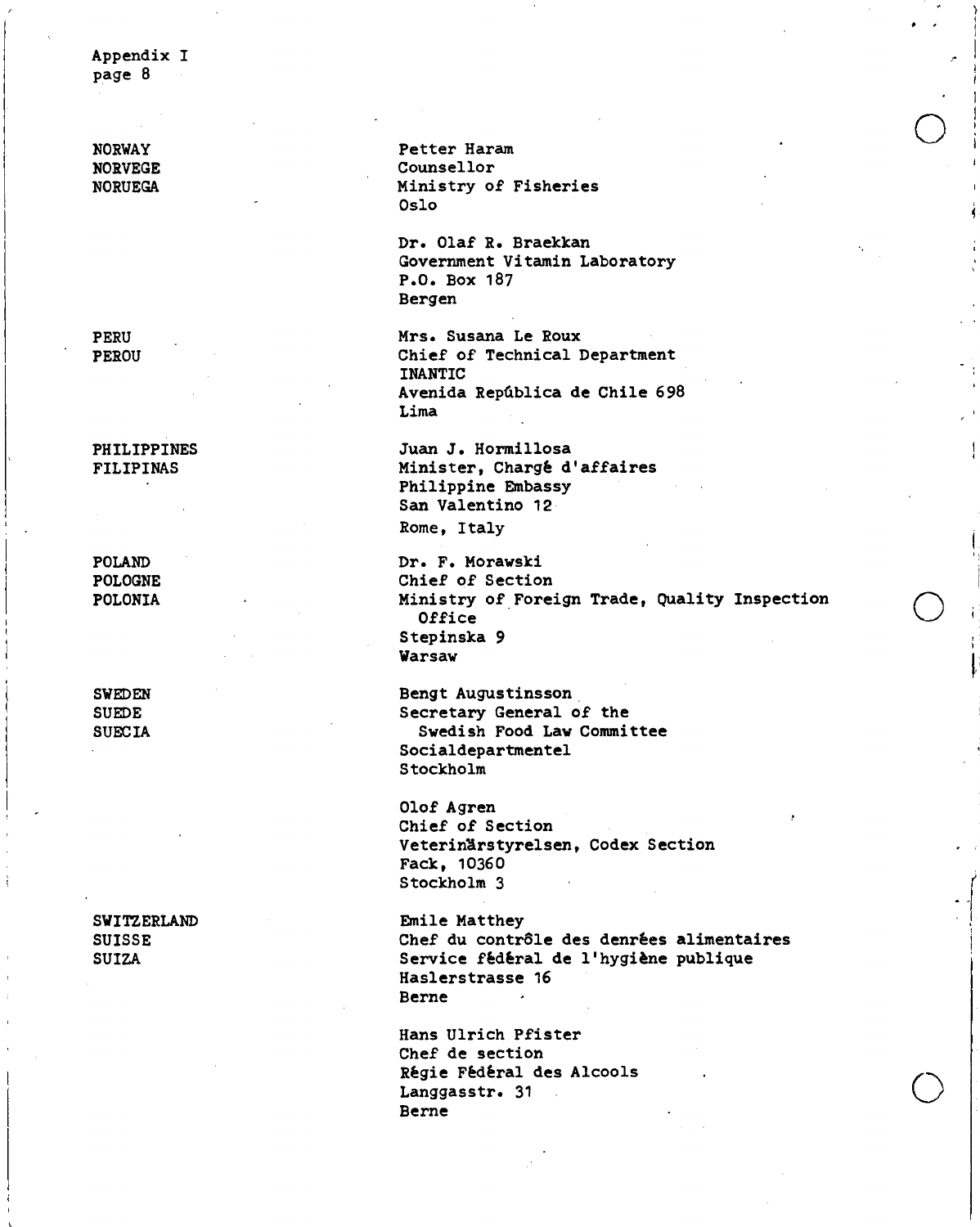| | |
|---|---|
| NORWAY<br>NORVEGE<br>NORUEGA | Petter Haram<br>Counsellor<br>Ministry of Fisheries<br>Oslo |
| | Dr. Olaf R. Braekkan<br>Government Vitamin Laboratory<br>P.O. Box 187<br>Bergen |
| PERU<br>PEROU | Mrs. Susana Le Roux<br>Chief of Technical Department<br>INANTIC<br>Avenida República de Chile 698<br>Lima |
| PHILIPPINES<br>FILIPINAS | Juan J. Hormillosa<br>Minister, Chargé d'affaires<br>Philippine Embassy<br>San Valentino 12<br>Rome, Italy |
| POLAND<br>POLOGNE<br>POLONIA | Dr. F. Morawski<br>Chief of Section<br>Ministry of Foreign Trade, Quality Inspection Office<br>Stepinska 9<br>Warsaw |
| SWEDEN<br>SUEDE<br>SUECIA | Bengt Augustinsson<br>Secretary General of the Swedish Food Law Committee<br>Socialdepartmentel<br>Stockholm |
| | Olof Agren<br>Chief of Section<br>Veterinärstyrelsen, Codex Section<br>Fack, 10360<br>Stockholm 3 |
| SWITZERLAND<br>SUISSE<br>SUIZA | Emile Matthey<br>Chef du contrôle des denrées alimentaires<br>Service fédéral de l'hygiène publique<br>Haslerstrasse 16<br>Berne |
| | Hans Ulrich Pfister<br>Chef de section<br>Régie Fédéral des Alcools<br>Langgasstr. 31<br>Berne |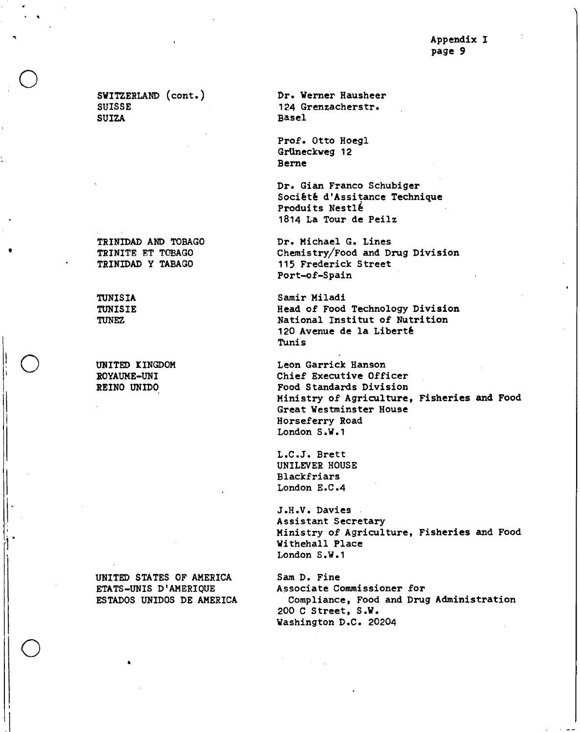Appendix I

| | |
|---|---|
| SWITZERLAND (cont.)<br>SUISSE<br>SUIZA | Dr. Werner Hausheer<br>124 Grenzacherstr.<br>Basel |
| | Prof. Otto Hoegl<br>Grüneckweg 12<br>Berne |
| | Dr. Gian Franco Schubiger<br>Société d'Assitance Technique<br>Produits Nestlé<br>1814 La Tour de Peilz |
| TRINIDAD AND TOBAGO<br>TRINITE ET TOBAGO<br>TRINIDAD Y TABAGO | Dr. Michael G. Lines<br>Chemistry/Food and Drug Division<br>115 Frederick Street<br>Port-of-Spain |
| TUNISIA<br>TUNISIE<br>TUNEZ | Samir Miladi<br>Head of Food Technology Division<br>National Institut of Nutrition<br>120 Avenue de la Liberté<br>Tunis |
| UNITED KINGDOM<br>ROYAUME-UNI<br>REINO UNIDO | Leon Garrick Hanson<br>Chief Executive Officer<br>Food Standards Division<br>Ministry of Agriculture, Fisheries and Food<br>Great Westminster House<br>Horseferry Road<br>London S.W.1 |
| | L.C.J. Brett<br>UNILEVER HOUSE<br>Blackfriars<br>London E.C.4 |
| | J.H.V. Davies<br>Assistant Secretary<br>Ministry of Agriculture, Fisheries and Food<br>Withehall Place<br>London S.W.1 |
| UNITED STATES OF AMERICA<br>ETATS-UNIS D'AMERIQUE<br>ESTADOS UNIDOS DE AMERICA | Sam D. Fine<br>Associate Commissioner for<br>Compliance, Food and Drug Administration<br>200 C Street, S.W.<br>Washington D.C. 20204 |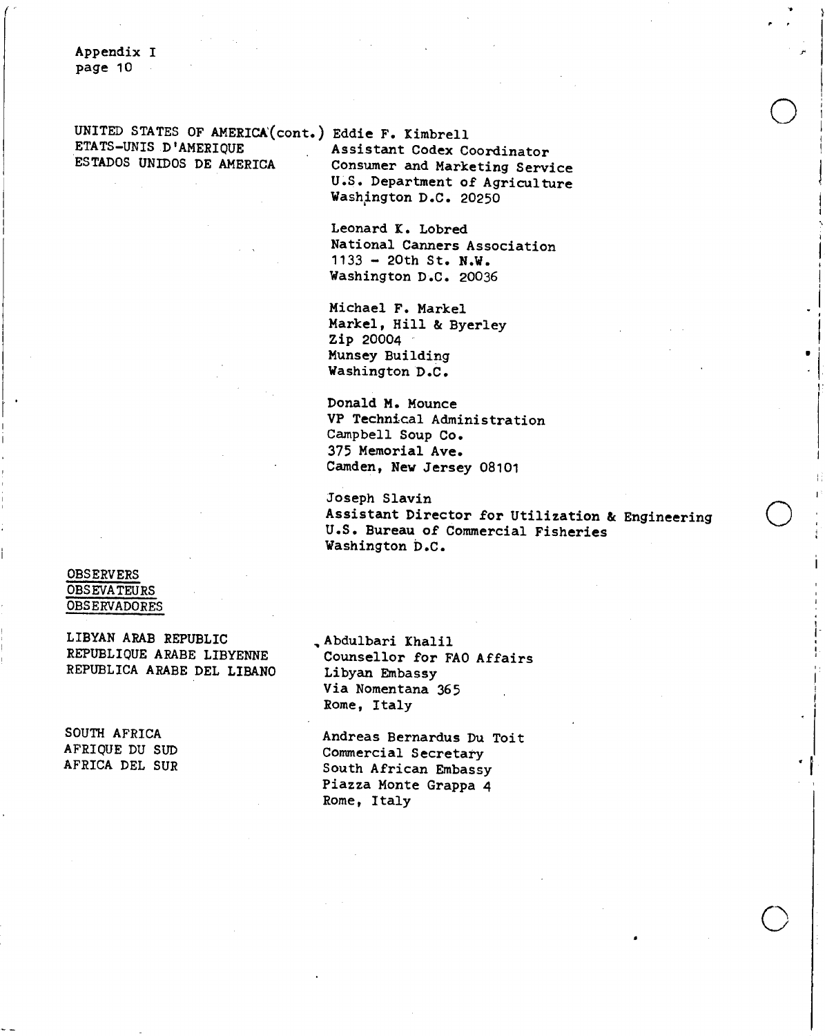UNITED STATES OF AMERICA (cont.)
ETATS-UNIS D'AMERIQUE
ESTADOS UNIDOS DE AMERICA

Eddie F. Kimbrell
Assistant Codex Coordinator
Consumer and Marketing Service
U.S. Department of Agriculture
Washington D.C. 20250

Leonard K. Lobred
National Canners Association
1133 - 20th St. N.W.
Washington D.C. 20036

Michael F. Markel
Markel, Hill & Byerley
Zip 20004
Munsey Building
Washington D.C.

Donald M. Mounce
VP Technical Administration
Campbell Soup Co.
375 Memorial Ave.
Camden, New Jersey 08101

Joseph Slavin
Assistant Director for Utilization & Engineering
U.S. Bureau of Commercial Fisheries
Washington D.C.

<u>OBSERVERS</u>
<u>OBSEVATEURS</u>
<u>OBSERVADORES</u>

LIBYAN ARAB REPUBLIC
REPUBLIQUE ARABE LIBYENNE
REPUBLICA ARABE DEL LIBANO

Abdulbari Khalil
Counsellor for FAO Affairs
Libyan Embassy
Via Nomentana 365
Rome, Italy

SOUTH AFRICA
AFRIQUE DU SUD
AFRICA DEL SUR

Andreas Bernardus Du Toit
Commercial Secretary
South African Embassy
Piazza Monte Grappa 4
Rome, Italy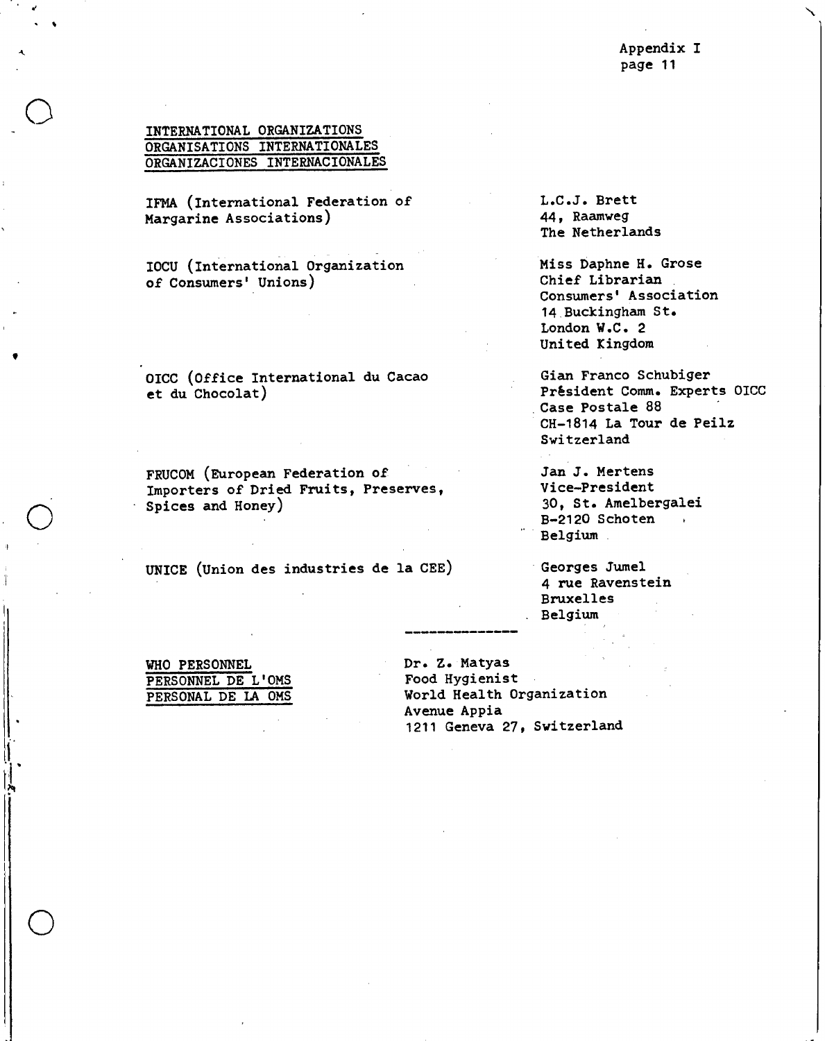Appendix I
page 11

## INTERNATIONAL ORGANIZATIONS
## ORGANISATIONS INTERNATIONALES
## ORGANIZACIONES INTERNACIONALES

IFMA (International Federation of Margarine Associations)

L.C.J. Brett
44, Raamweg
The Netherlands

IOCU (International Organization of Consumers' Unions)

Miss Daphne H. Grose
Chief Librarian
Consumers' Association
14 Buckingham St.
London W.C. 2
United Kingdom

OICC (Office International du Cacao et du Chocolat)

Gian Franco Schubiger
Président Comm. Experts OICC
Case Postale 88
CH-1814 La Tour de Peilz
Switzerland

FRUCOM (European Federation of Importers of Dried Fruits, Preserves, Spices and Honey)

Jan J. Mertens
Vice-President
30, St. Amelbergalei
B-2120 Schoten
Belgium

UNICE (Union des industries de la CEE)

Georges Jumel
4 rue Ravenstein
Bruxelles
Belgium

---

## WHO PERSONNEL
## PERSONNEL DE L'OMS
## PERSONAL DE LA OMS

Dr. Z. Matyas
Food Hygienist
World Health Organization
Avenue Appia
1211 Geneva 27, Switzerland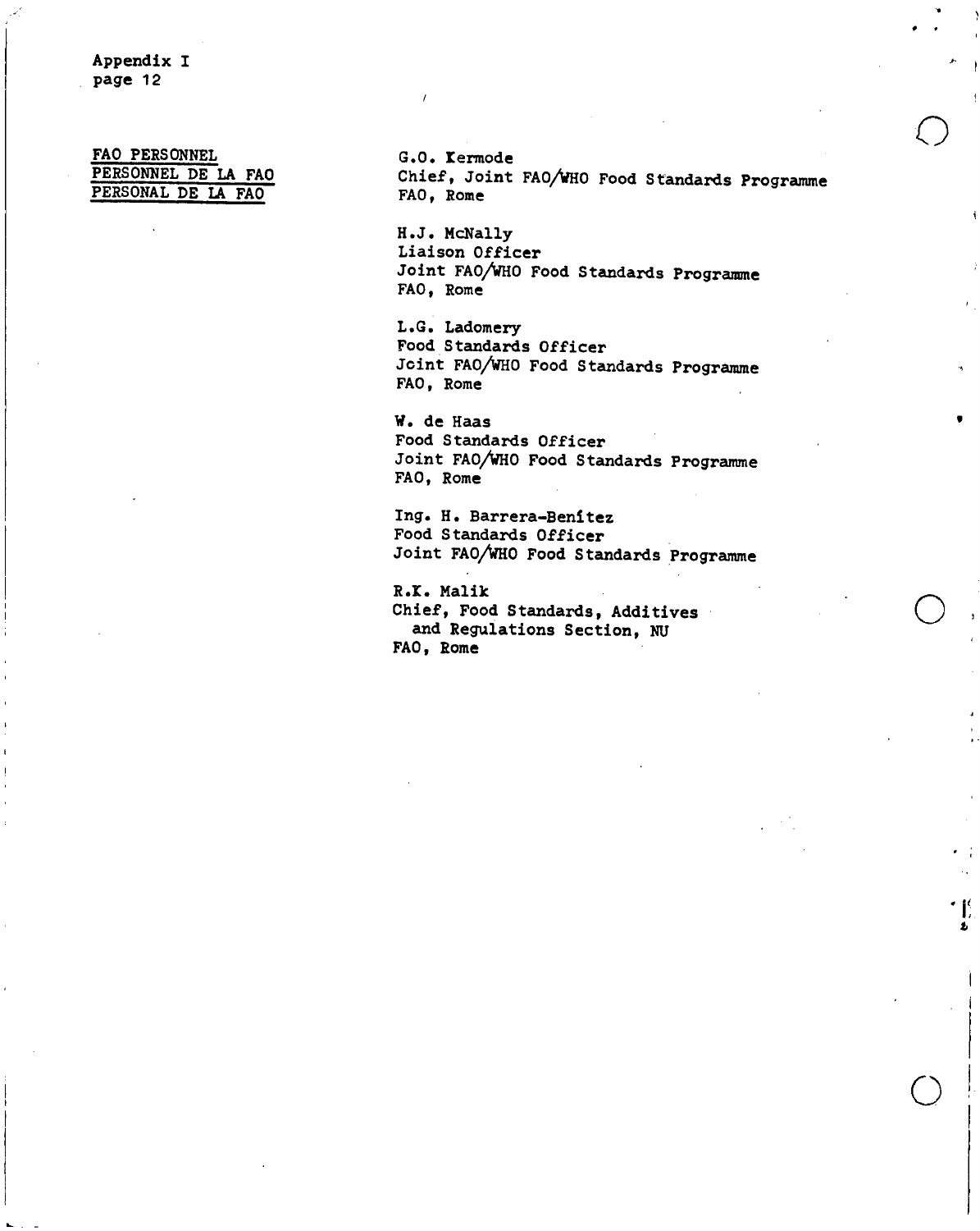Appendix I
page 12

**FAO PERSONNEL**
**PERSONNEL DE LA FAO**
**PERSONAL DE LA FAO**

G.O. Kermode
Chief, Joint FAO/WHO Food Standards Programme
FAO, Rome

H.J. McNally
Liaison Officer
Joint FAO/WHO Food Standards Programme
FAO, Rome

L.G. Ladomery
Food Standards Officer
Joint FAO/WHO Food Standards Programme
FAO, Rome

W. de Haas
Food Standards Officer
Joint FAO/WHO Food Standards Programme
FAO, Rome

Ing. H. Barrera-Benítez
Food Standards Officer
Joint FAO/WHO Food Standards Programme

R.K. Malik
Chief, Food Standards, Additives
and Regulations Section, NU
FAO, Rome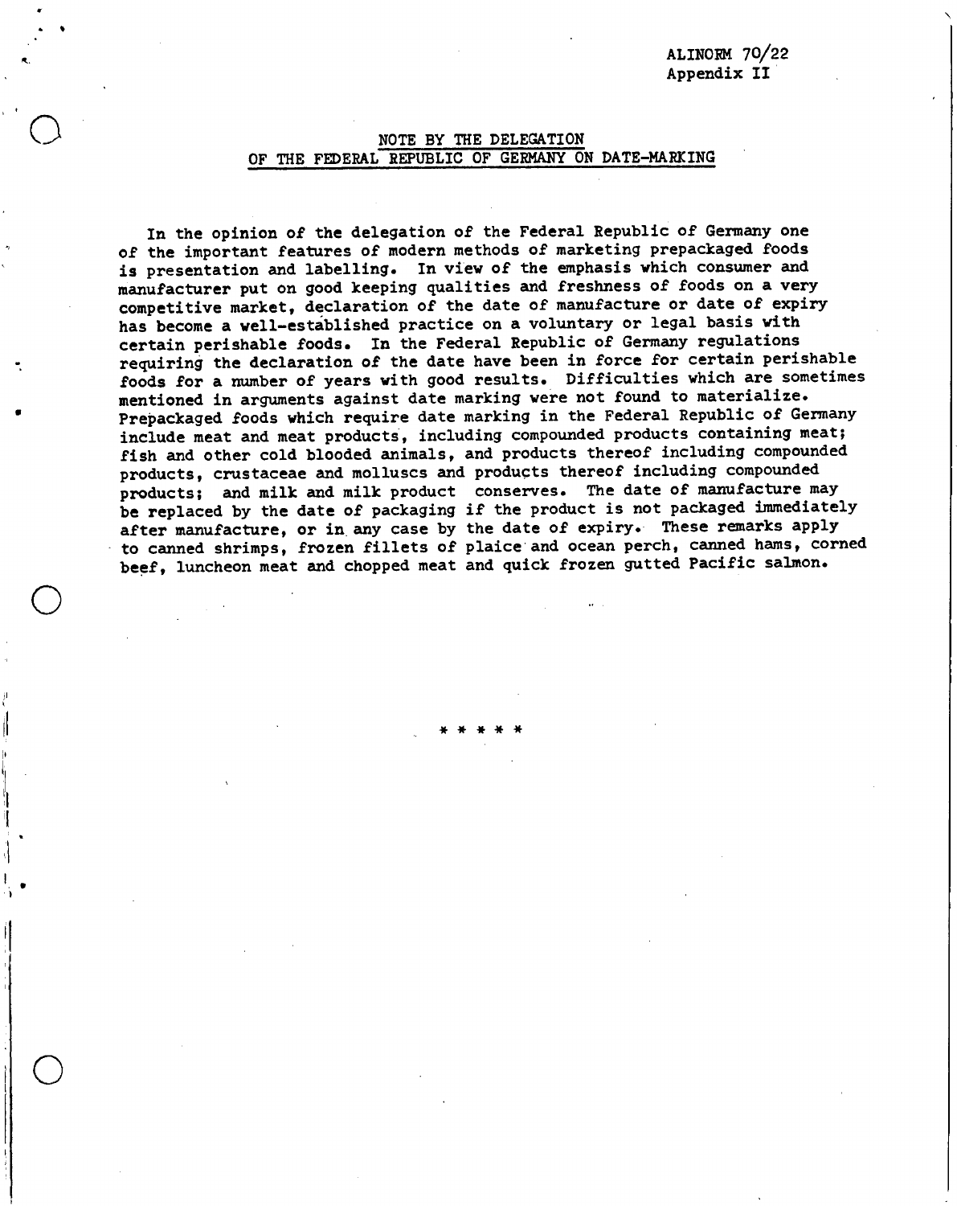ALINORM 70/22
Appendix II

## NOTE BY THE DELEGATION OF THE FEDERAL REPUBLIC OF GERMANY ON DATE-MARKING

In the opinion of the delegation of the Federal Republic of Germany one of the important features of modern methods of marketing prepackaged foods is presentation and labelling. In view of the emphasis which consumer and manufacturer put on good keeping qualities and freshness of foods on a very competitive market, declaration of the date of manufacture or date of expiry has become a well-established practice on a voluntary or legal basis with certain perishable foods. In the Federal Republic of Germany regulations requiring the declaration of the date have been in force for certain perishable foods for a number of years with good results. Difficulties which are sometimes mentioned in arguments against date marking were not found to materialize. Prepackaged foods which require date marking in the Federal Republic of Germany include meat and meat products, including compounded products containing meat; fish and other cold blooded animals, and products thereof including compounded products, crustaceae and molluscs and products thereof including compounded products; and milk and milk product conserves. The date of manufacture may be replaced by the date of packaging if the product is not packaged immediately after manufacture, or in any case by the date of expiry. These remarks apply to canned shrimps, frozen fillets of plaice and ocean perch, canned hams, corned beef, luncheon meat and chopped meat and quick frozen gutted Pacific salmon.

* * * * *